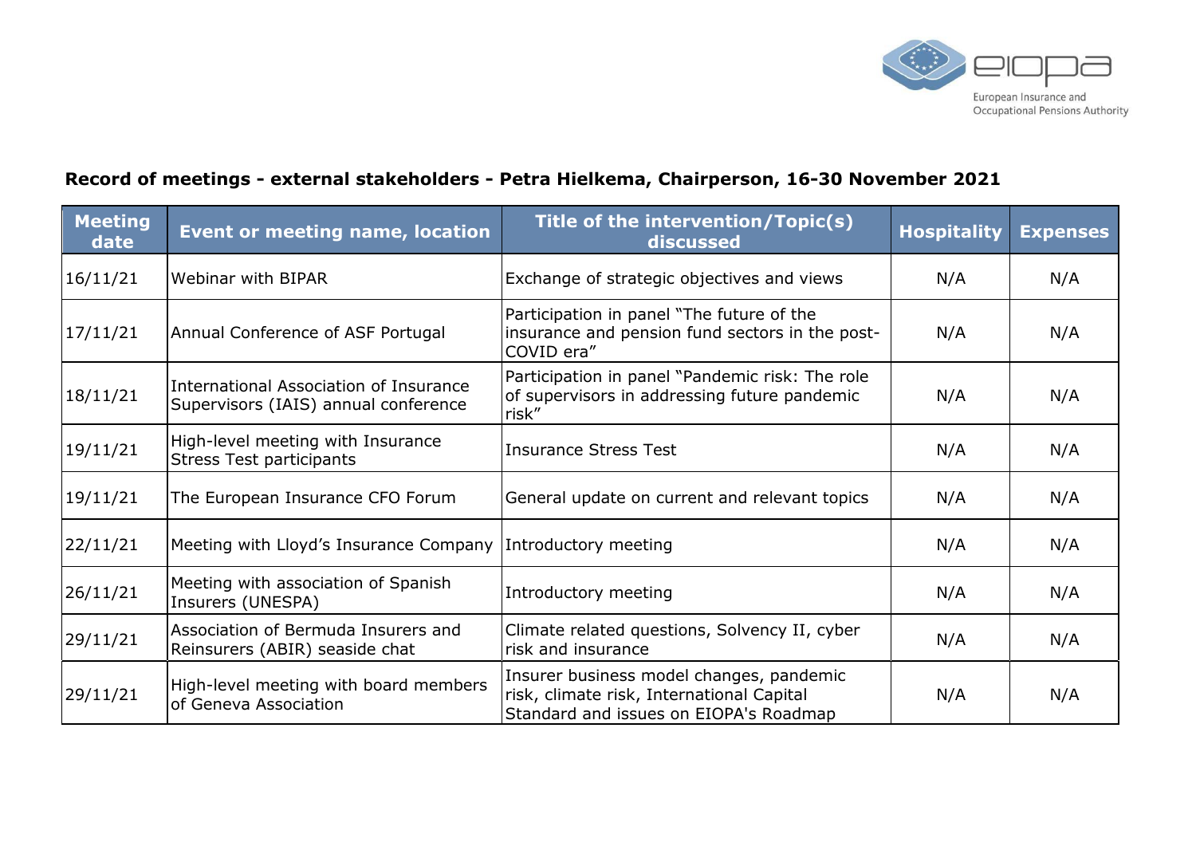## Record of meetings - external stakeholders - Petra Hielkema, Chairperson, 16-30 November 2021

| Meeting date | Event or meeting name, location | Title of the intervention/Topic(s) discussed | Hospitality | Expenses |
|---|---|---|---|---|
| 16/11/21 | Webinar with BIPAR | Exchange of strategic objectives and views | N/A | N/A |
| 17/11/21 | Annual Conference of ASF Portugal | Participation in panel "The future of the insurance and pension fund sectors in the post-COVID era" | N/A | N/A |
| 18/11/21 | International Association of Insurance Supervisors (IAIS) annual conference | Participation in panel "Pandemic risk: The role of supervisors in addressing future pandemic risk" | N/A | N/A |
| 19/11/21 | High-level meeting with Insurance Stress Test participants | Insurance Stress Test | N/A | N/A |
| 19/11/21 | The European Insurance CFO Forum | General update on current and relevant topics | N/A | N/A |
| 22/11/21 | Meeting with Lloyd's Insurance Company | Introductory meeting | N/A | N/A |
| 26/11/21 | Meeting with association of Spanish Insurers (UNESPA) | Introductory meeting | N/A | N/A |
| 29/11/21 | Association of Bermuda Insurers and Reinsurers (ABIR) seaside chat | Climate related questions, Solvency II, cyber risk and insurance | N/A | N/A |
| 29/11/21 | High-level meeting with board members of Geneva Association | Insurer business model changes, pandemic risk, climate risk, International Capital Standard and issues on EIOPA's Roadmap | N/A | N/A |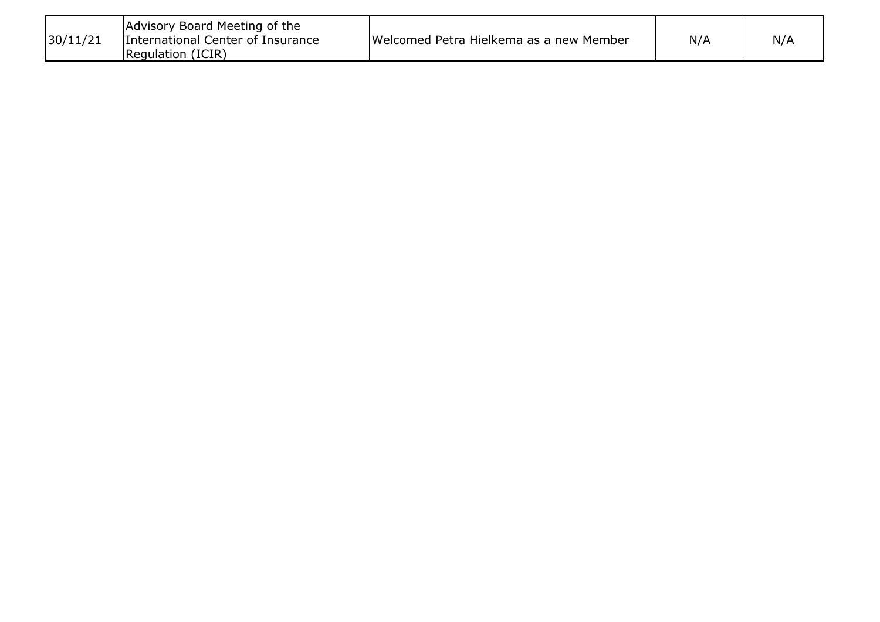| | | | | |
|---|---|---|---|---|
| 30/11/21 | Advisory Board Meeting of the International Center of Insurance Regulation (ICIR) | Welcomed Petra Hielkema as a new Member | N/A | N/A |